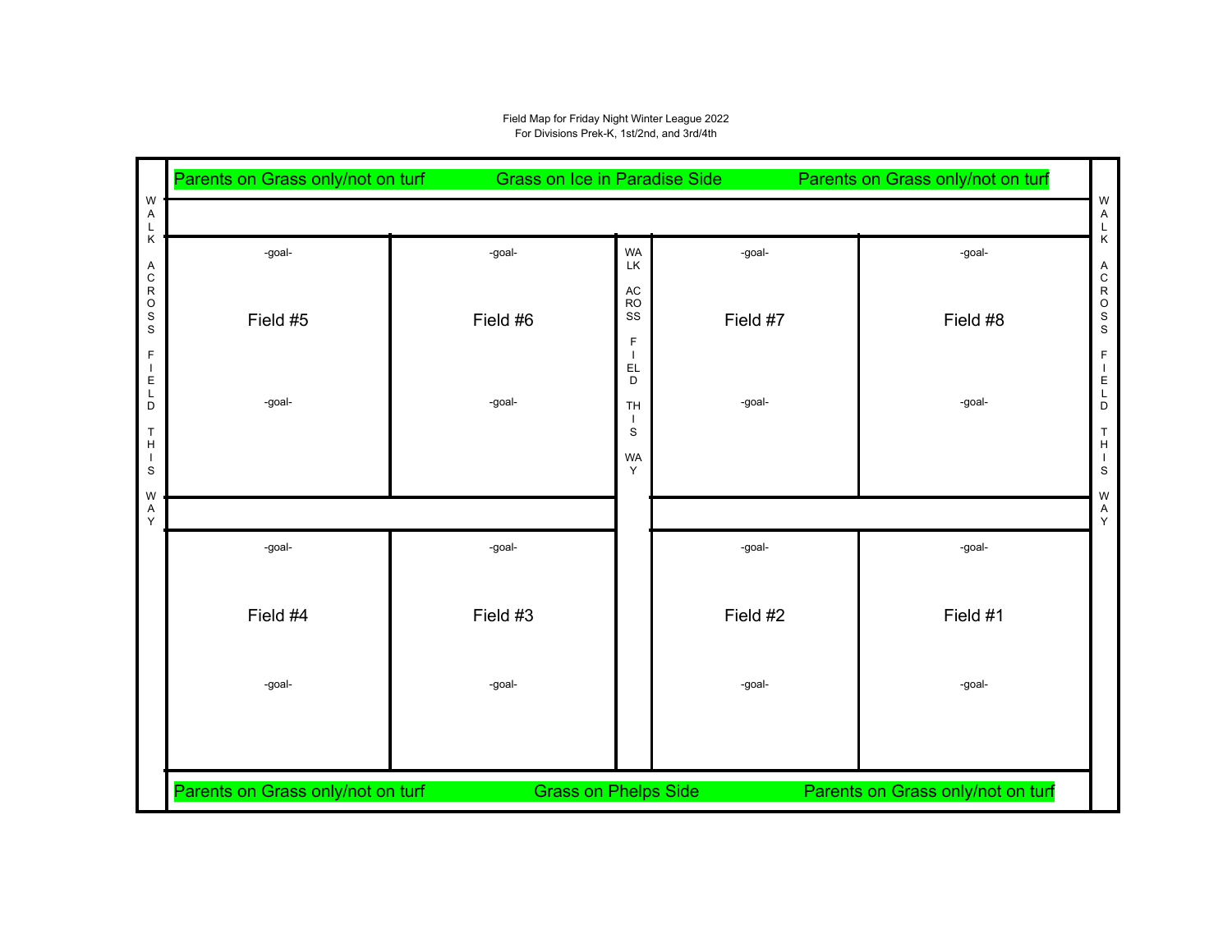Field Map for Friday Night Winter League 2022
For Divisions Prek-K, 1st/2nd, and 3rd/4th

Parents on Grass only/not on turf     Grass on Ice in Paradise Side     Parents on Grass only/not on turf

WALK ACROSS FIELD THIS WAY

| -goal- Field #5 -goal- | -goal- Field #6 -goal- | WALK ACROSS FIELD THIS WAY | -goal- Field #7 -goal- | -goal- Field #8 -goal- |
| --- | --- | --- | --- | --- |
| -goal- Field #4 -goal- | -goal- Field #3 -goal- | | -goal- Field #2 -goal- | -goal- Field #1 -goal- |

WALK ACROSS FIELD THIS WAY

Parents on Grass only/not on turf     Grass on Phelps Side     Parents on Grass only/not on turf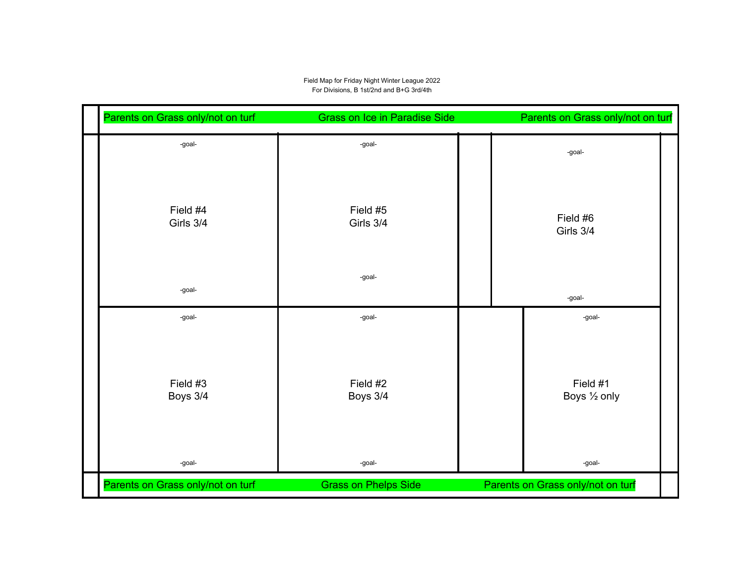Field Map for Friday Night Winter League 2022
For Divisions, B 1st/2nd and B+G 3rd/4th

Parents on Grass only/not on turf — Grass on Ice in Paradise Side — Parents on Grass only/not on turf

| | | |
|---|---|---|
| -goal-<br>Field #4<br>Girls 3/4<br>-goal- | -goal-<br>Field #5<br>Girls 3/4<br>-goal- | -goal-<br>Field #6<br>Girls 3/4<br>-goal- |
| -goal-<br>Field #3<br>Boys 3/4<br>-goal- | -goal-<br>Field #2<br>Boys 3/4<br>-goal- | -goal-<br>Field #1<br>Boys ½ only<br>-goal- |

Parents on Grass only/not on turf — Grass on Phelps Side — Parents on Grass only/not on turf